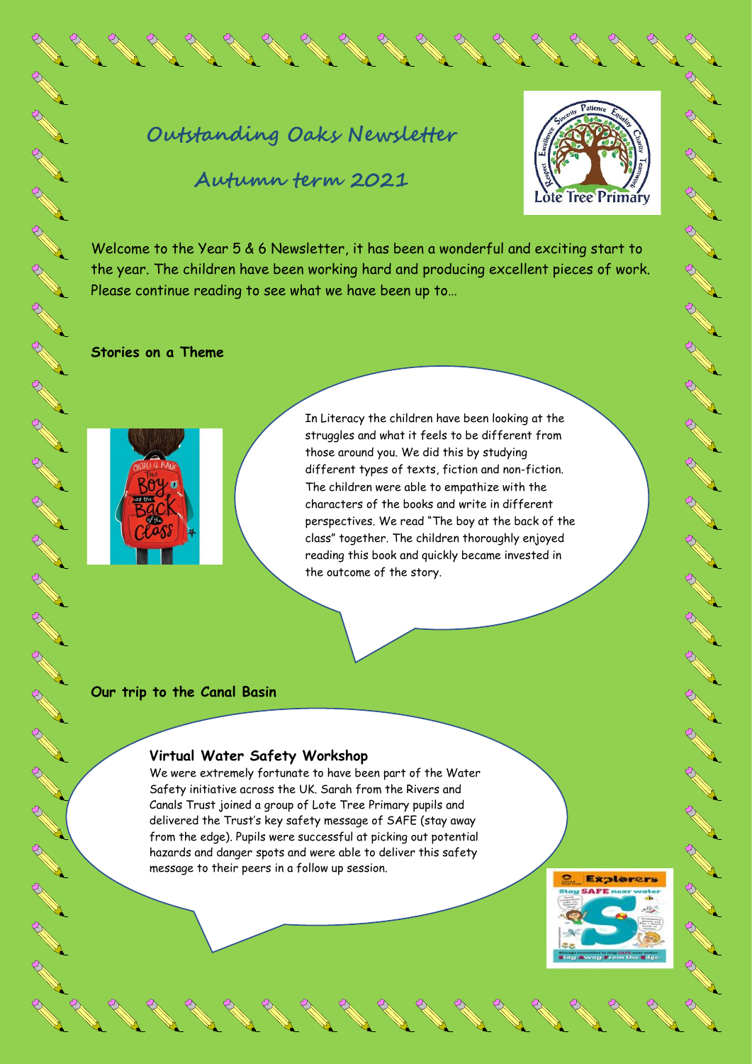# Outstanding Oaks Newsletter

## Autumn term 2021

Welcome to the Year 5 & 6 Newsletter, it has been a wonderful and exciting start to the year. The children have been working hard and producing excellent pieces of work. Please continue reading to see what we have been up to…

**Stories on a Theme**

In Literacy the children have been looking at the struggles and what it feels to be different from those around you. We did this by studying different types of texts, fiction and non-fiction. The children were able to empathize with the characters of the books and write in different perspectives. We read "The boy at the back of the class" together. The children thoroughly enjoyed reading this book and quickly became invested in the outcome of the story.

**Our trip to the Canal Basin**

### Virtual Water Safety Workshop

We were extremely fortunate to have been part of the Water Safety initiative across the UK. Sarah from the Rivers and Canals Trust joined a group of Lote Tree Primary pupils and delivered the Trust's key safety message of SAFE (stay away from the edge). Pupils were successful at picking out potential hazards and danger spots and were able to deliver this safety message to their peers in a follow up session.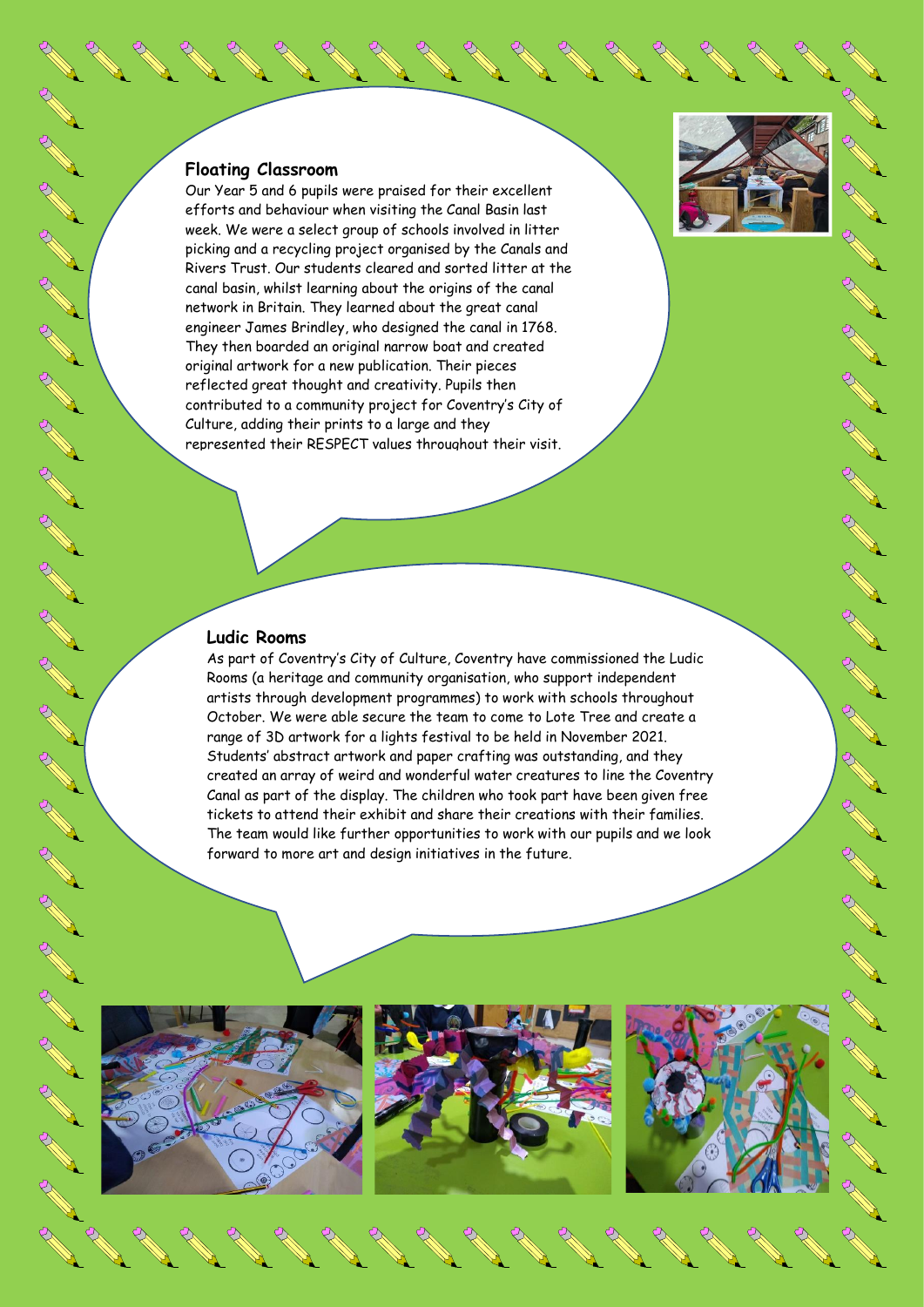## Floating Classroom

Our Year 5 and 6 pupils were praised for their excellent efforts and behaviour when visiting the Canal Basin last week. We were a select group of schools involved in litter picking and a recycling project organised by the Canals and Rivers Trust. Our students cleared and sorted litter at the canal basin, whilst learning about the origins of the canal network in Britain. They learned about the great canal engineer James Brindley, who designed the canal in 1768. They then boarded an original narrow boat and created original artwork for a new publication. Their pieces reflected great thought and creativity. Pupils then contributed to a community project for Coventry's City of Culture, adding their prints to a large and they represented their RESPECT values throughout their visit.

## Ludic Rooms

As part of Coventry's City of Culture, Coventry have commissioned the Ludic Rooms (a heritage and community organisation, who support independent artists through development programmes) to work with schools throughout October. We were able secure the team to come to Lote Tree and create a range of 3D artwork for a lights festival to be held in November 2021. Students' abstract artwork and paper crafting was outstanding, and they created an array of weird and wonderful water creatures to line the Coventry Canal as part of the display. The children who took part have been given free tickets to attend their exhibit and share their creations with their families. The team would like further opportunities to work with our pupils and we look forward to more art and design initiatives in the future.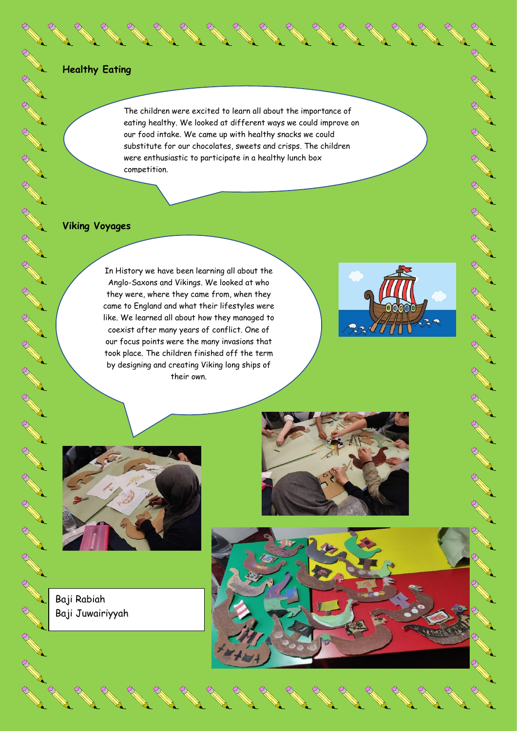## Healthy Eating

The children were excited to learn all about the importance of eating healthy. We looked at different ways we could improve on our food intake. We came up with healthy snacks we could substitute for our chocolates, sweets and crisps. The children were enthusiastic to participate in a healthy lunch box competition.

## Viking Voyages

In History we have been learning all about the Anglo-Saxons and Vikings. We looked at who they were, where they came from, when they came to England and what their lifestyles were like. We learned all about how they managed to coexist after many years of conflict. One of our focus points were the many invasions that took place. The children finished off the term by designing and creating Viking long ships of their own.

Baji Rabiah
Baji Juwairiyyah